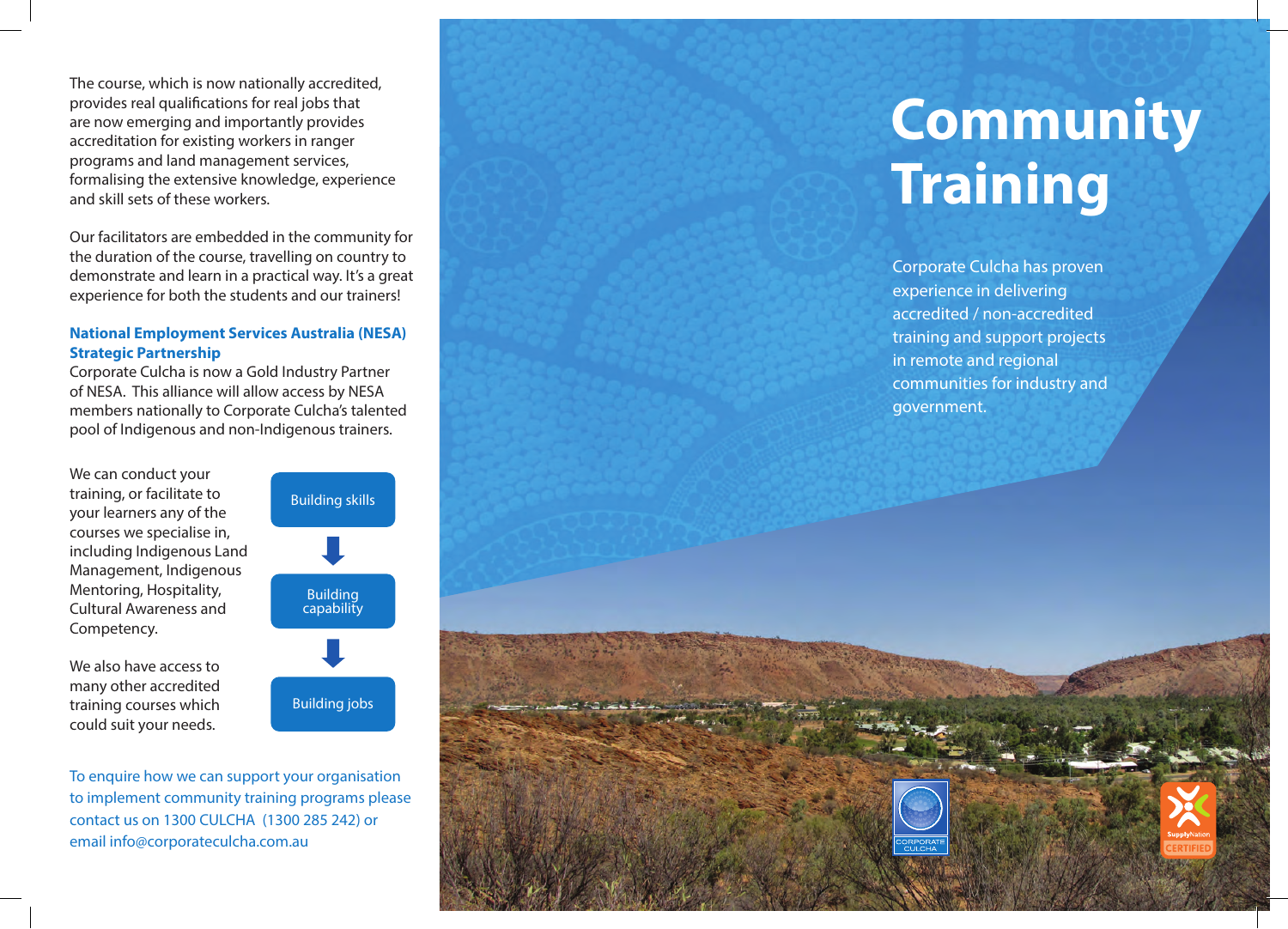The course, which is now nationally accredited, provides real qualifications for real jobs that are now emerging and importantly provides accreditation for existing workers in ranger programs and land management services, formalising the extensive knowledge, experience and skill sets of these workers.

Our facilitators are embedded in the community for the duration of the course, travelling on country to demonstrate and learn in a practical way. It's a great experience for both the students and our trainers!

### National Employment Services Australia (NESA) Strategic Partnership

Corporate Culcha is now a Gold Industry Partner of NESA. This alliance will allow access by NESA members nationally to Corporate Culcha's talented pool of Indigenous and non-Indigenous trainers.

We can conduct your training, or facilitate to your learners any of the courses we specialise in, including Indigenous Land Management, Indigenous Mentoring, Hospitality, Cultural Awareness and Competency.

We also have access to many other accredited training courses which could suit your needs.

Building skills → Building capability → Building jobs

To enquire how we can support your organisation to implement community training programs please contact us on 1300 CULCHA (1300 285 242) or email info@corporateculcha.com.au

# Community Training

Corporate Culcha has proven experience in delivering accredited / non-accredited training and support projects in remote and regional communities for industry and government.

CORPORATE CULCHA

SupplyNation CERTIFIED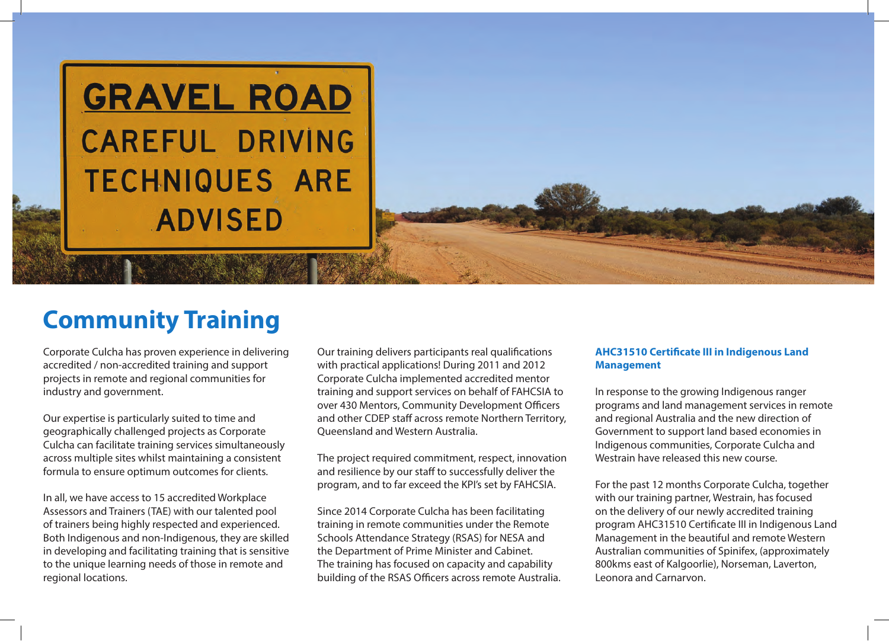# Community Training

Corporate Culcha has proven experience in delivering accredited / non-accredited training and support projects in remote and regional communities for industry and government.

Our expertise is particularly suited to time and geographically challenged projects as Corporate Culcha can facilitate training services simultaneously across multiple sites whilst maintaining a consistent formula to ensure optimum outcomes for clients.

In all, we have access to 15 accredited Workplace Assessors and Trainers (TAE) with our talented pool of trainers being highly respected and experienced. Both Indigenous and non-Indigenous, they are skilled in developing and facilitating training that is sensitive to the unique learning needs of those in remote and regional locations.

Our training delivers participants real qualifications with practical applications! During 2011 and 2012 Corporate Culcha implemented accredited mentor training and support services on behalf of FAHCSIA to over 430 Mentors, Community Development Officers and other CDEP staff across remote Northern Territory, Queensland and Western Australia.

The project required commitment, respect, innovation and resilience by our staff to successfully deliver the program, and to far exceed the KPI's set by FAHCSIA.

Since 2014 Corporate Culcha has been facilitating training in remote communities under the Remote Schools Attendance Strategy (RSAS) for NESA and the Department of Prime Minister and Cabinet. The training has focused on capacity and capability building of the RSAS Officers across remote Australia.

### AHC31510 Certificate III in Indigenous Land Management

In response to the growing Indigenous ranger programs and land management services in remote and regional Australia and the new direction of Government to support land based economies in Indigenous communities, Corporate Culcha and Westrain have released this new course.

For the past 12 months Corporate Culcha, together with our training partner, Westrain, has focused on the delivery of our newly accredited training program AHC31510 Certificate III in Indigenous Land Management in the beautiful and remote Western Australian communities of Spinifex, (approximately 800kms east of Kalgoorlie), Norseman, Laverton, Leonora and Carnarvon.